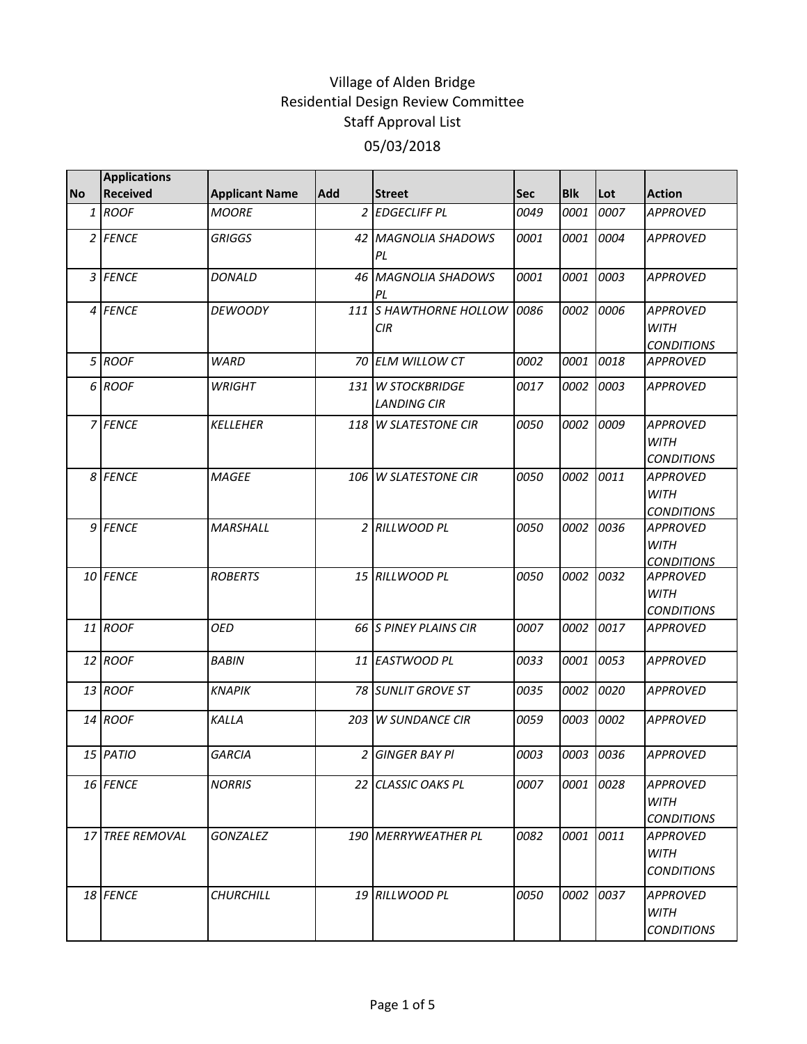# Village of Alden Bridge
## Residential Design Review Committee
## Staff Approval List
## 05/03/2018

| No | Applications Received | Applicant Name | Add | Street | Sec | Blk | Lot | Action |
|---|---|---|---|---|---|---|---|---|
| 1 | *ROOF* | *MOORE* | 2 | *EDGECLIFF PL* | *0049* | *0001* | *0007* | *APPROVED* |
| 2 | *FENCE* | *GRIGGS* | 42 | *MAGNOLIA SHADOWS PL* | *0001* | *0001* | *0004* | *APPROVED* |
| 3 | *FENCE* | *DONALD* | 46 | *MAGNOLIA SHADOWS PL* | *0001* | *0001* | *0003* | *APPROVED* |
| 4 | *FENCE* | *DEWOODY* | 111 | *S HAWTHORNE HOLLOW CIR* | *0086* | *0002* | *0006* | *APPROVED WITH CONDITIONS* |
| 5 | *ROOF* | *WARD* | 70 | *ELM WILLOW CT* | *0002* | *0001* | *0018* | *APPROVED* |
| 6 | *ROOF* | *WRIGHT* | 131 | *W STOCKBRIDGE LANDING CIR* | *0017* | *0002* | *0003* | *APPROVED* |
| 7 | *FENCE* | *KELLEHER* | 118 | *W SLATESTONE CIR* | *0050* | *0002* | *0009* | *APPROVED WITH CONDITIONS* |
| 8 | *FENCE* | *MAGEE* | 106 | *W SLATESTONE CIR* | *0050* | *0002* | *0011* | *APPROVED WITH CONDITIONS* |
| 9 | *FENCE* | *MARSHALL* | 2 | *RILLWOOD PL* | *0050* | *0002* | *0036* | *APPROVED WITH CONDITIONS* |
| 10 | *FENCE* | *ROBERTS* | 15 | *RILLWOOD PL* | *0050* | *0002* | *0032* | *APPROVED WITH CONDITIONS* |
| 11 | *ROOF* | *OED* | 66 | *S PINEY PLAINS CIR* | *0007* | *0002* | *0017* | *APPROVED* |
| 12 | *ROOF* | *BABIN* | 11 | *EASTWOOD PL* | *0033* | *0001* | *0053* | *APPROVED* |
| 13 | *ROOF* | *KNAPIK* | 78 | *SUNLIT GROVE ST* | *0035* | *0002* | *0020* | *APPROVED* |
| 14 | *ROOF* | *KALLA* | 203 | *W SUNDANCE CIR* | *0059* | *0003* | *0002* | *APPROVED* |
| 15 | *PATIO* | *GARCIA* | 2 | *GINGER BAY Pl* | *0003* | *0003* | *0036* | *APPROVED* |
| 16 | *FENCE* | *NORRIS* | 22 | *CLASSIC OAKS PL* | *0007* | *0001* | *0028* | *APPROVED WITH CONDITIONS* |
| 17 | *TREE REMOVAL* | *GONZALEZ* | 190 | *MERRYWEATHER PL* | *0082* | *0001* | *0011* | *APPROVED WITH CONDITIONS* |
| 18 | *FENCE* | *CHURCHILL* | 19 | *RILLWOOD PL* | *0050* | *0002* | *0037* | *APPROVED WITH CONDITIONS* |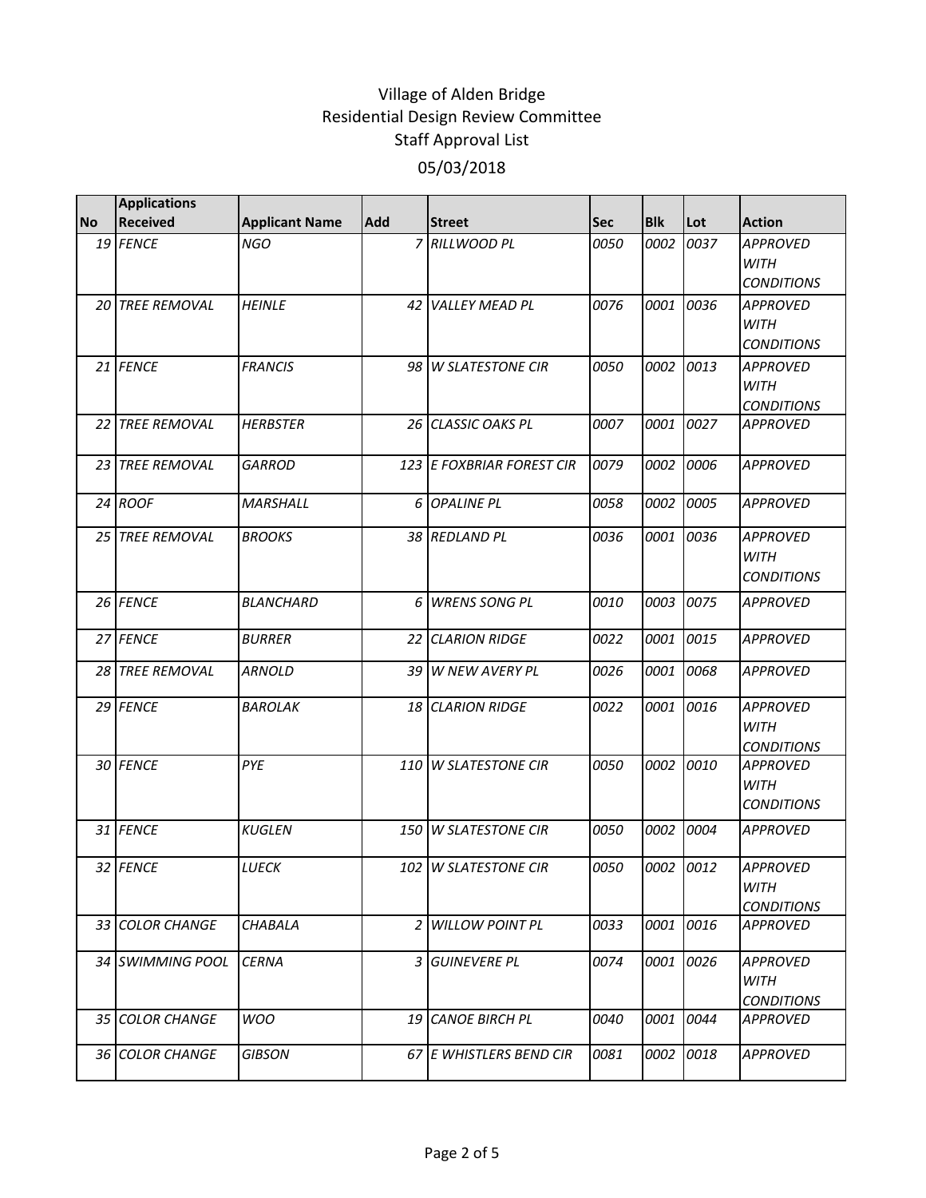# Village of Alden Bridge
## Residential Design Review Committee
## Staff Approval List
## 05/03/2018

| No | Applications Received | Applicant Name | Add | Street | Sec | Blk | Lot | Action |
|---|---|---|---|---|---|---|---|---|
| 19 | FENCE | NGO | 7 | RILLWOOD PL | 0050 | 0002 | 0037 | APPROVED WITH CONDITIONS |
| 20 | TREE REMOVAL | HEINLE | 42 | VALLEY MEAD PL | 0076 | 0001 | 0036 | APPROVED WITH CONDITIONS |
| 21 | FENCE | FRANCIS | 98 | W SLATESTONE CIR | 0050 | 0002 | 0013 | APPROVED WITH CONDITIONS |
| 22 | TREE REMOVAL | HERBSTER | 26 | CLASSIC OAKS PL | 0007 | 0001 | 0027 | APPROVED |
| 23 | TREE REMOVAL | GARROD | 123 | E FOXBRIAR FOREST CIR | 0079 | 0002 | 0006 | APPROVED |
| 24 | ROOF | MARSHALL | 6 | OPALINE PL | 0058 | 0002 | 0005 | APPROVED |
| 25 | TREE REMOVAL | BROOKS | 38 | REDLAND PL | 0036 | 0001 | 0036 | APPROVED WITH CONDITIONS |
| 26 | FENCE | BLANCHARD | 6 | WRENS SONG PL | 0010 | 0003 | 0075 | APPROVED |
| 27 | FENCE | BURRER | 22 | CLARION RIDGE | 0022 | 0001 | 0015 | APPROVED |
| 28 | TREE REMOVAL | ARNOLD | 39 | W NEW AVERY PL | 0026 | 0001 | 0068 | APPROVED |
| 29 | FENCE | BAROLAK | 18 | CLARION RIDGE | 0022 | 0001 | 0016 | APPROVED WITH CONDITIONS |
| 30 | FENCE | PYE | 110 | W SLATESTONE CIR | 0050 | 0002 | 0010 | APPROVED WITH CONDITIONS |
| 31 | FENCE | KUGLEN | 150 | W SLATESTONE CIR | 0050 | 0002 | 0004 | APPROVED |
| 32 | FENCE | LUECK | 102 | W SLATESTONE CIR | 0050 | 0002 | 0012 | APPROVED WITH CONDITIONS |
| 33 | COLOR CHANGE | CHABALA | 2 | WILLOW POINT PL | 0033 | 0001 | 0016 | APPROVED |
| 34 | SWIMMING POOL | CERNA | 3 | GUINEVERE PL | 0074 | 0001 | 0026 | APPROVED WITH CONDITIONS |
| 35 | COLOR CHANGE | WOO | 19 | CANOE BIRCH PL | 0040 | 0001 | 0044 | APPROVED |
| 36 | COLOR CHANGE | GIBSON | 67 | E WHISTLERS BEND CIR | 0081 | 0002 | 0018 | APPROVED |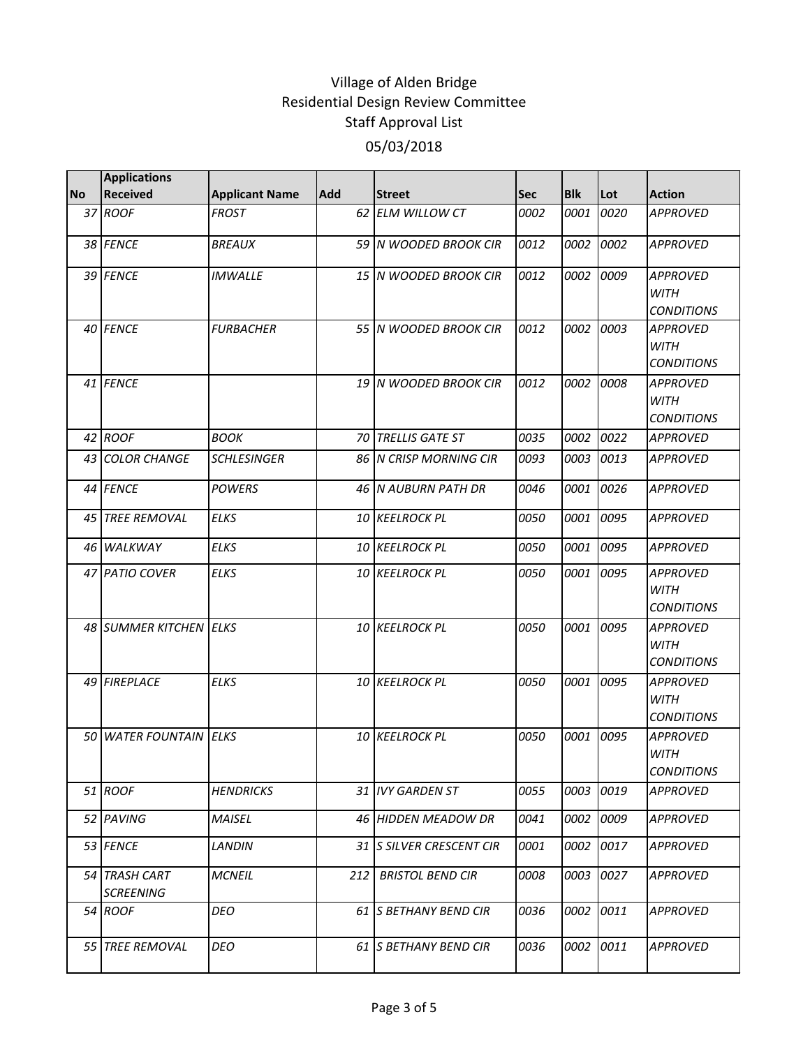Village of Alden Bridge
Residential Design Review Committee
Staff Approval List
05/03/2018

| No | Applications Received | Applicant Name | Add | Street | Sec | Blk | Lot | Action |
|---|---|---|---|---|---|---|---|---|
| 37 | ROOF | FROST | 62 | ELM WILLOW CT | 0002 | 0001 | 0020 | APPROVED |
| 38 | FENCE | BREAUX | 59 | N WOODED BROOK CIR | 0012 | 0002 | 0002 | APPROVED |
| 39 | FENCE | IMWALLE | 15 | N WOODED BROOK CIR | 0012 | 0002 | 0009 | APPROVED WITH CONDITIONS |
| 40 | FENCE | FURBACHER | 55 | N WOODED BROOK CIR | 0012 | 0002 | 0003 | APPROVED WITH CONDITIONS |
| 41 | FENCE | | 19 | N WOODED BROOK CIR | 0012 | 0002 | 0008 | APPROVED WITH CONDITIONS |
| 42 | ROOF | BOOK | 70 | TRELLIS GATE ST | 0035 | 0002 | 0022 | APPROVED |
| 43 | COLOR CHANGE | SCHLESINGER | 86 | N CRISP MORNING CIR | 0093 | 0003 | 0013 | APPROVED |
| 44 | FENCE | POWERS | 46 | N AUBURN PATH DR | 0046 | 0001 | 0026 | APPROVED |
| 45 | TREE REMOVAL | ELKS | 10 | KEELROCK PL | 0050 | 0001 | 0095 | APPROVED |
| 46 | WALKWAY | ELKS | 10 | KEELROCK PL | 0050 | 0001 | 0095 | APPROVED |
| 47 | PATIO COVER | ELKS | 10 | KEELROCK PL | 0050 | 0001 | 0095 | APPROVED WITH CONDITIONS |
| 48 | SUMMER KITCHEN | ELKS | 10 | KEELROCK PL | 0050 | 0001 | 0095 | APPROVED WITH CONDITIONS |
| 49 | FIREPLACE | ELKS | 10 | KEELROCK PL | 0050 | 0001 | 0095 | APPROVED WITH CONDITIONS |
| 50 | WATER FOUNTAIN | ELKS | 10 | KEELROCK PL | 0050 | 0001 | 0095 | APPROVED WITH CONDITIONS |
| 51 | ROOF | HENDRICKS | 31 | IVY GARDEN ST | 0055 | 0003 | 0019 | APPROVED |
| 52 | PAVING | MAISEL | 46 | HIDDEN MEADOW DR | 0041 | 0002 | 0009 | APPROVED |
| 53 | FENCE | LANDIN | 31 | S SILVER CRESCENT CIR | 0001 | 0002 | 0017 | APPROVED |
| 54 | TRASH CART SCREENING | MCNEIL | 212 | BRISTOL BEND CIR | 0008 | 0003 | 0027 | APPROVED |
| 54 | ROOF | DEO | 61 | S BETHANY BEND CIR | 0036 | 0002 | 0011 | APPROVED |
| 55 | TREE REMOVAL | DEO | 61 | S BETHANY BEND CIR | 0036 | 0002 | 0011 | APPROVED |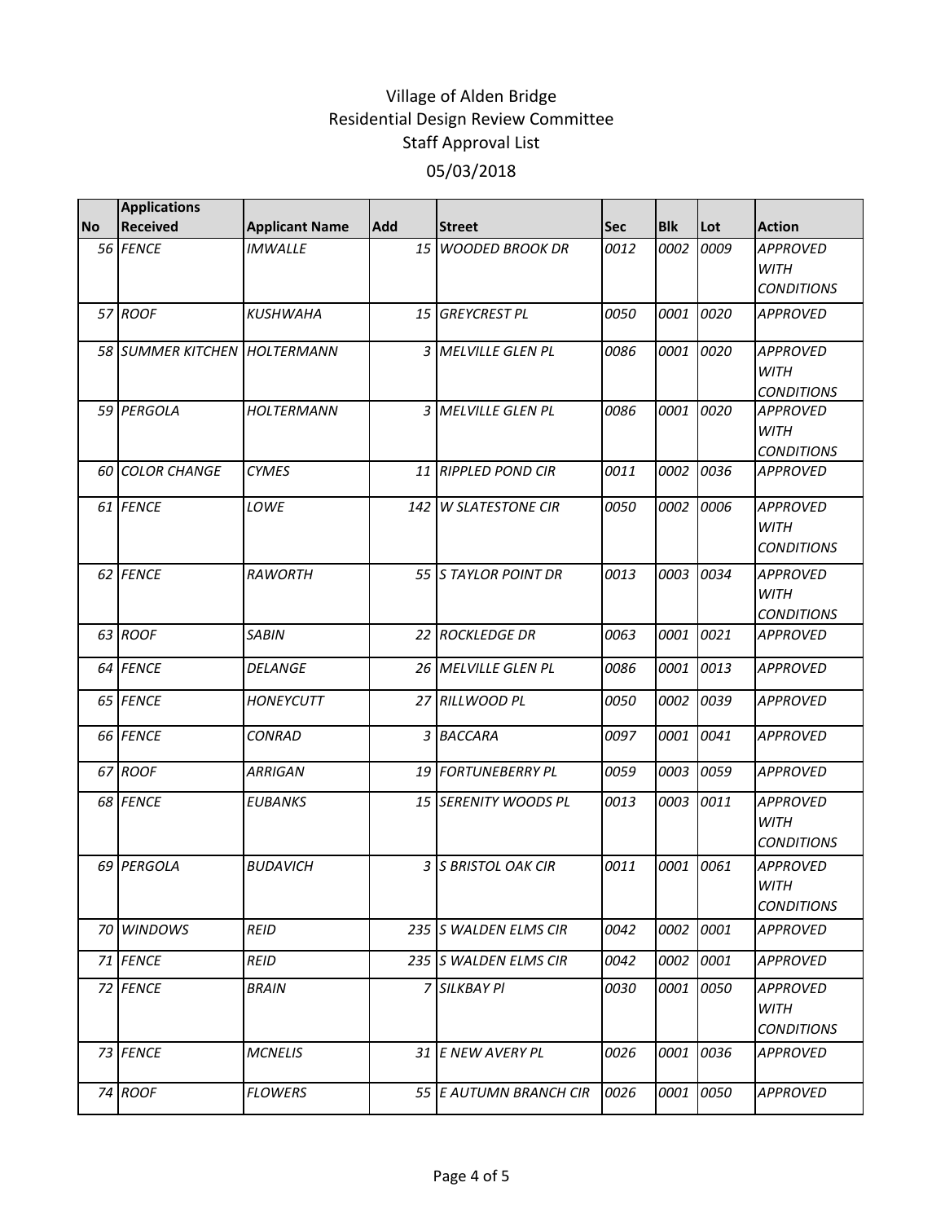# Village of Alden Bridge
## Residential Design Review Committee
## Staff Approval List
## 05/03/2018

| No | Applications Received | Applicant Name | Add | Street | Sec | Blk | Lot | Action |
|---|---|---|---|---|---|---|---|---|
| 56 | FENCE | IMWALLE | 15 | WOODED BROOK DR | 0012 | 0002 | 0009 | APPROVED WITH CONDITIONS |
| 57 | ROOF | KUSHWAHA | 15 | GREYCREST PL | 0050 | 0001 | 0020 | APPROVED |
| 58 | SUMMER KITCHEN | HOLTERMANN | 3 | MELVILLE GLEN PL | 0086 | 0001 | 0020 | APPROVED WITH CONDITIONS |
| 59 | PERGOLA | HOLTERMANN | 3 | MELVILLE GLEN PL | 0086 | 0001 | 0020 | APPROVED WITH CONDITIONS |
| 60 | COLOR CHANGE | CYMES | 11 | RIPPLED POND CIR | 0011 | 0002 | 0036 | APPROVED |
| 61 | FENCE | LOWE | 142 | W SLATESTONE CIR | 0050 | 0002 | 0006 | APPROVED WITH CONDITIONS |
| 62 | FENCE | RAWORTH | 55 | S TAYLOR POINT DR | 0013 | 0003 | 0034 | APPROVED WITH CONDITIONS |
| 63 | ROOF | SABIN | 22 | ROCKLEDGE DR | 0063 | 0001 | 0021 | APPROVED |
| 64 | FENCE | DELANGE | 26 | MELVILLE GLEN PL | 0086 | 0001 | 0013 | APPROVED |
| 65 | FENCE | HONEYCUTT | 27 | RILLWOOD PL | 0050 | 0002 | 0039 | APPROVED |
| 66 | FENCE | CONRAD | 3 | BACCARA | 0097 | 0001 | 0041 | APPROVED |
| 67 | ROOF | ARRIGAN | 19 | FORTUNEBERRY PL | 0059 | 0003 | 0059 | APPROVED |
| 68 | FENCE | EUBANKS | 15 | SERENITY WOODS PL | 0013 | 0003 | 0011 | APPROVED WITH CONDITIONS |
| 69 | PERGOLA | BUDAVICH | 3 | S BRISTOL OAK CIR | 0011 | 0001 | 0061 | APPROVED WITH CONDITIONS |
| 70 | WINDOWS | REID | 235 | S WALDEN ELMS CIR | 0042 | 0002 | 0001 | APPROVED |
| 71 | FENCE | REID | 235 | S WALDEN ELMS CIR | 0042 | 0002 | 0001 | APPROVED |
| 72 | FENCE | BRAIN | 7 | SILKBAY Pl | 0030 | 0001 | 0050 | APPROVED WITH CONDITIONS |
| 73 | FENCE | MCNELIS | 31 | E NEW AVERY PL | 0026 | 0001 | 0036 | APPROVED |
| 74 | ROOF | FLOWERS | 55 | E AUTUMN BRANCH CIR | 0026 | 0001 | 0050 | APPROVED |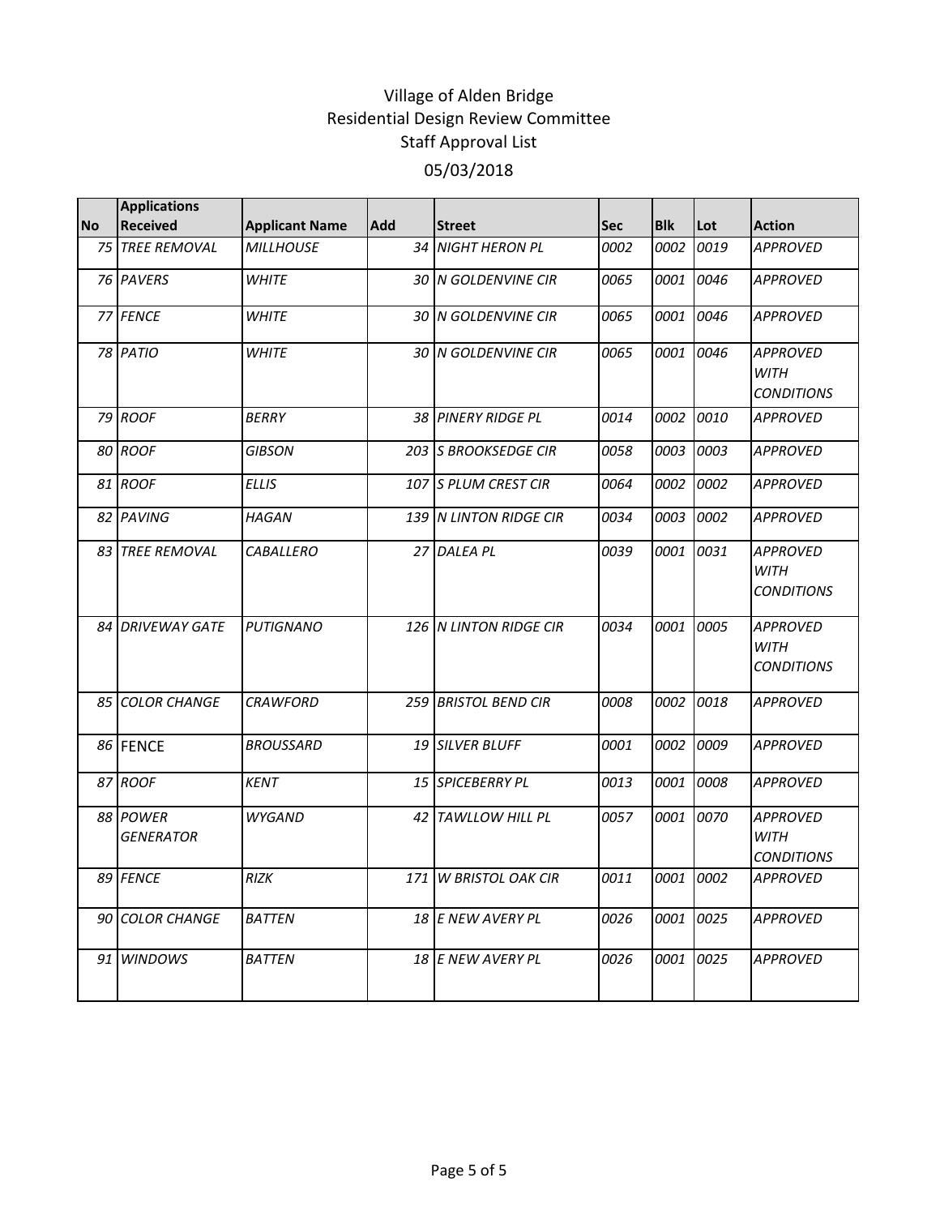Village of Alden Bridge
Residential Design Review Committee
Staff Approval List
05/03/2018

| No | Applications Received | Applicant Name | Add | Street | Sec | Blk | Lot | Action |
|---|---|---|---|---|---|---|---|---|
| 75 | TREE REMOVAL | MILLHOUSE | 34 | NIGHT HERON PL | 0002 | 0002 | 0019 | APPROVED |
| 76 | PAVERS | WHITE | 30 | N GOLDENVINE CIR | 0065 | 0001 | 0046 | APPROVED |
| 77 | FENCE | WHITE | 30 | N GOLDENVINE CIR | 0065 | 0001 | 0046 | APPROVED |
| 78 | PATIO | WHITE | 30 | N GOLDENVINE CIR | 0065 | 0001 | 0046 | APPROVED WITH CONDITIONS |
| 79 | ROOF | BERRY | 38 | PINERY RIDGE PL | 0014 | 0002 | 0010 | APPROVED |
| 80 | ROOF | GIBSON | 203 | S BROOKSEDGE CIR | 0058 | 0003 | 0003 | APPROVED |
| 81 | ROOF | ELLIS | 107 | S PLUM CREST CIR | 0064 | 0002 | 0002 | APPROVED |
| 82 | PAVING | HAGAN | 139 | N LINTON RIDGE CIR | 0034 | 0003 | 0002 | APPROVED |
| 83 | TREE REMOVAL | CABALLERO | 27 | DALEA PL | 0039 | 0001 | 0031 | APPROVED WITH CONDITIONS |
| 84 | DRIVEWAY GATE | PUTIGNANO | 126 | N LINTON RIDGE CIR | 0034 | 0001 | 0005 | APPROVED WITH CONDITIONS |
| 85 | COLOR CHANGE | CRAWFORD | 259 | BRISTOL BEND CIR | 0008 | 0002 | 0018 | APPROVED |
| 86 | FENCE | BROUSSARD | 19 | SILVER BLUFF | 0001 | 0002 | 0009 | APPROVED |
| 87 | ROOF | KENT | 15 | SPICEBERRY PL | 0013 | 0001 | 0008 | APPROVED |
| 88 | POWER GENERATOR | WYGAND | 42 | TAWLLOW HILL PL | 0057 | 0001 | 0070 | APPROVED WITH CONDITIONS |
| 89 | FENCE | RIZK | 171 | W BRISTOL OAK CIR | 0011 | 0001 | 0002 | APPROVED |
| 90 | COLOR CHANGE | BATTEN | 18 | E NEW AVERY PL | 0026 | 0001 | 0025 | APPROVED |
| 91 | WINDOWS | BATTEN | 18 | E NEW AVERY PL | 0026 | 0001 | 0025 | APPROVED |